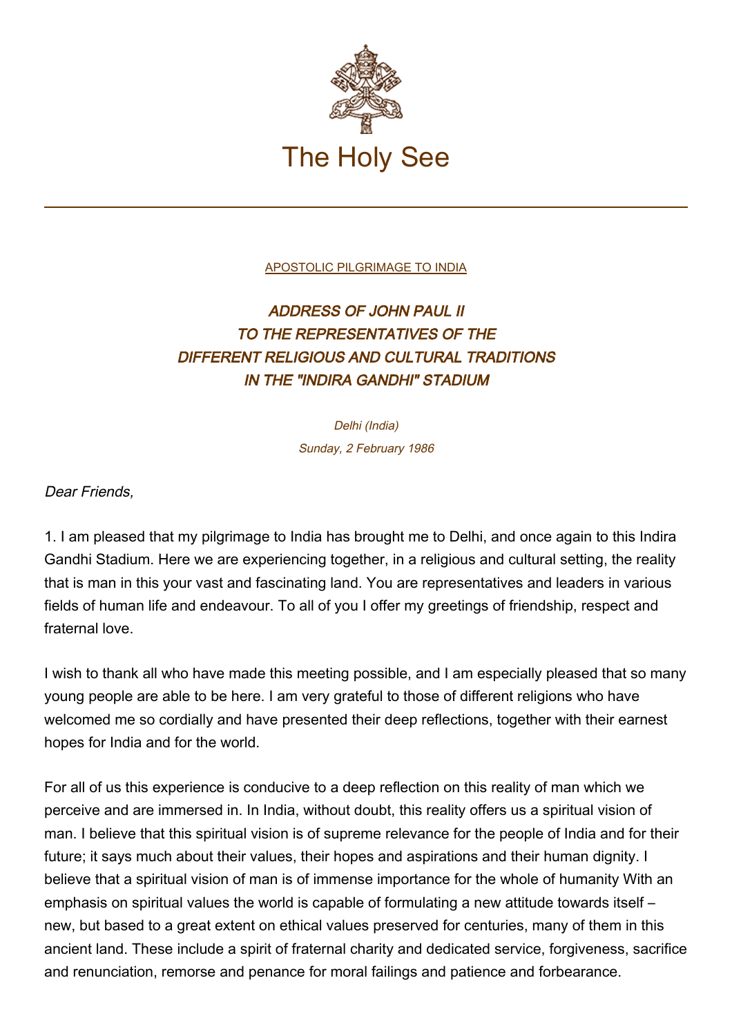The Holy See

APOSTOLIC PILGRIMAGE TO INDIA

# *ADDRESS OF JOHN PAUL II TO THE REPRESENTATIVES OF THE DIFFERENT RELIGIOUS AND CULTURAL TRADITIONS IN THE "INDIRA GANDHI" STADIUM*

*Delhi (India)*
*Sunday, 2 February 1986*

*Dear Friends,*

1. I am pleased that my pilgrimage to India has brought me to Delhi, and once again to this Indira Gandhi Stadium. Here we are experiencing together, in a religious and cultural setting, the reality that is man in this your vast and fascinating land. You are representatives and leaders in various fields of human life and endeavour. To all of you I offer my greetings of friendship, respect and fraternal love.

I wish to thank all who have made this meeting possible, and I am especially pleased that so many young people are able to be here. I am very grateful to those of different religions who have welcomed me so cordially and have presented their deep reflections, together with their earnest hopes for India and for the world.

For all of us this experience is conducive to a deep reflection on this reality of man which we perceive and are immersed in. In India, without doubt, this reality offers us a spiritual vision of man. I believe that this spiritual vision is of supreme relevance for the people of India and for their future; it says much about their values, their hopes and aspirations and their human dignity. I believe that a spiritual vision of man is of immense importance for the whole of humanity With an emphasis on spiritual values the world is capable of formulating a new attitude towards itself – new, but based to a great extent on ethical values preserved for centuries, many of them in this ancient land. These include a spirit of fraternal charity and dedicated service, forgiveness, sacrifice and renunciation, remorse and penance for moral failings and patience and forbearance.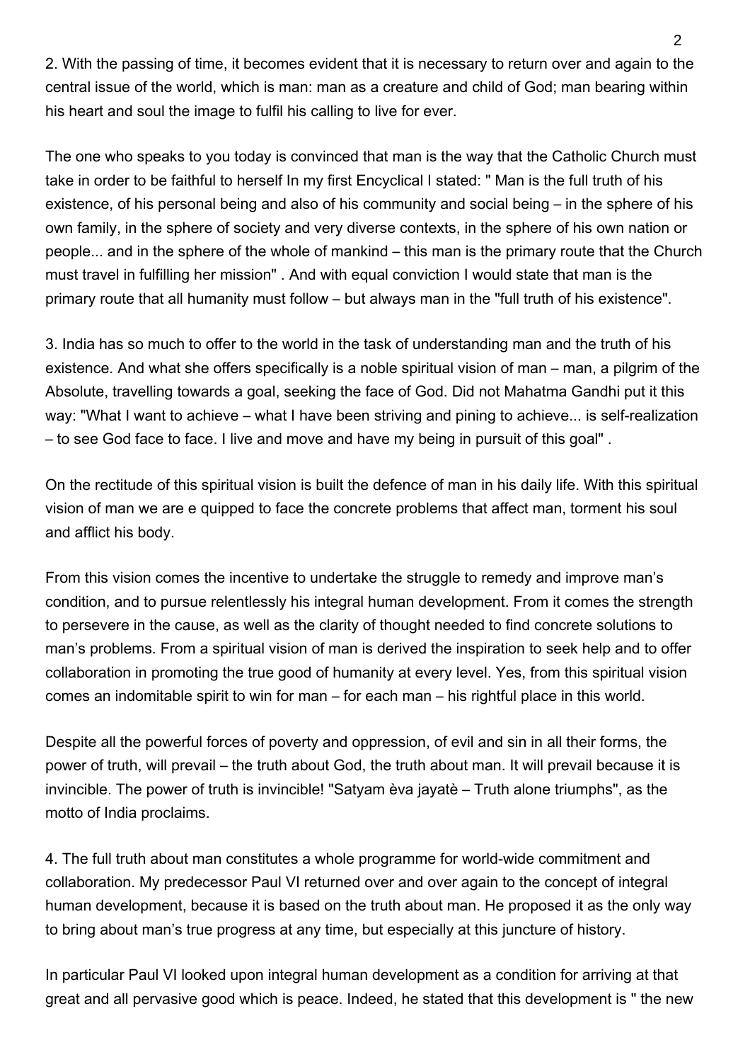2. With the passing of time, it becomes evident that it is necessary to return over and again to the central issue of the world, which is man: man as a creature and child of God; man bearing within his heart and soul the image to fulfil his calling to live for ever.

The one who speaks to you today is convinced that man is the way that the Catholic Church must take in order to be faithful to herself In my first Encyclical I stated: " Man is the full truth of his existence, of his personal being and also of his community and social being – in the sphere of his own family, in the sphere of society and very diverse contexts, in the sphere of his own nation or people... and in the sphere of the whole of mankind – this man is the primary route that the Church must travel in fulfilling her mission" . And with equal conviction I would state that man is the primary route that all humanity must follow – but always man in the "full truth of his existence".

3. India has so much to offer to the world in the task of understanding man and the truth of his existence. And what she offers specifically is a noble spiritual vision of man – man, a pilgrim of the Absolute, travelling towards a goal, seeking the face of God. Did not Mahatma Gandhi put it this way: "What I want to achieve – what I have been striving and pining to achieve... is self-realization – to see God face to face. I live and move and have my being in pursuit of this goal" .

On the rectitude of this spiritual vision is built the defence of man in his daily life. With this spiritual vision of man we are e quipped to face the concrete problems that affect man, torment his soul and afflict his body.

From this vision comes the incentive to undertake the struggle to remedy and improve man's condition, and to pursue relentlessly his integral human development. From it comes the strength to persevere in the cause, as well as the clarity of thought needed to find concrete solutions to man's problems. From a spiritual vision of man is derived the inspiration to seek help and to offer collaboration in promoting the true good of humanity at every level. Yes, from this spiritual vision comes an indomitable spirit to win for man – for each man – his rightful place in this world.

Despite all the powerful forces of poverty and oppression, of evil and sin in all their forms, the power of truth, will prevail – the truth about God, the truth about man. It will prevail because it is invincible. The power of truth is invincible! "Satyam èva jayatè – Truth alone triumphs", as the motto of India proclaims.

4. The full truth about man constitutes a whole programme for world-wide commitment and collaboration. My predecessor Paul VI returned over and over again to the concept of integral human development, because it is based on the truth about man. He proposed it as the only way to bring about man's true progress at any time, but especially at this juncture of history.

In particular Paul VI looked upon integral human development as a condition for arriving at that great and all pervasive good which is peace. Indeed, he stated that this development is " the new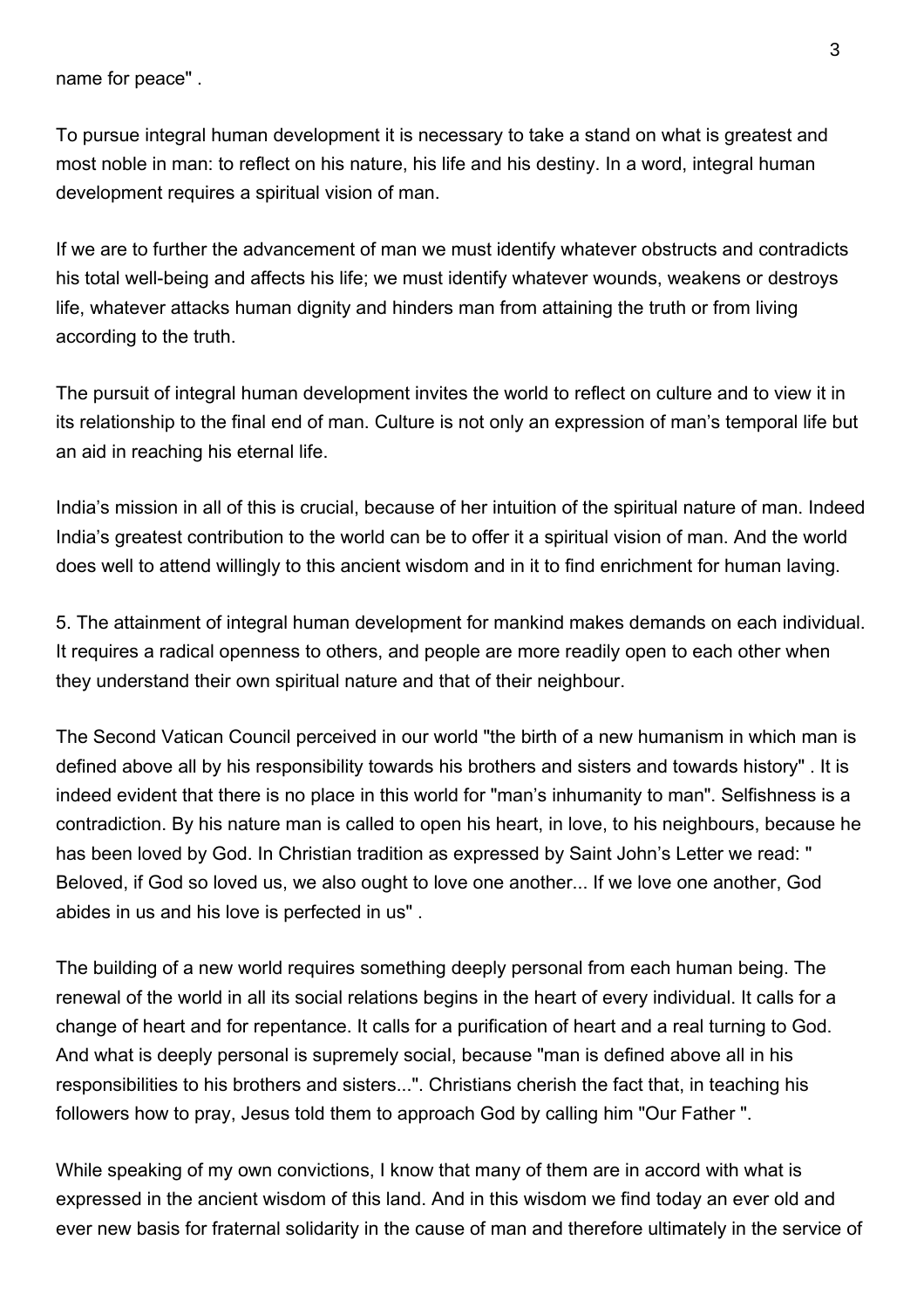name for peace" .

To pursue integral human development it is necessary to take a stand on what is greatest and most noble in man: to reflect on his nature, his life and his destiny. In a word, integral human development requires a spiritual vision of man.

If we are to further the advancement of man we must identify whatever obstructs and contradicts his total well-being and affects his life; we must identify whatever wounds, weakens or destroys life, whatever attacks human dignity and hinders man from attaining the truth or from living according to the truth.

The pursuit of integral human development invites the world to reflect on culture and to view it in its relationship to the final end of man. Culture is not only an expression of man's temporal life but an aid in reaching his eternal life.

India's mission in all of this is crucial, because of her intuition of the spiritual nature of man. Indeed India's greatest contribution to the world can be to offer it a spiritual vision of man. And the world does well to attend willingly to this ancient wisdom and in it to find enrichment for human laving.

5. The attainment of integral human development for mankind makes demands on each individual. It requires a radical openness to others, and people are more readily open to each other when they understand their own spiritual nature and that of their neighbour.

The Second Vatican Council perceived in our world "the birth of a new humanism in which man is defined above all by his responsibility towards his brothers and sisters and towards history" . It is indeed evident that there is no place in this world for "man's inhumanity to man". Selfishness is a contradiction. By his nature man is called to open his heart, in love, to his neighbours, because he has been loved by God. In Christian tradition as expressed by Saint John's Letter we read: " Beloved, if God so loved us, we also ought to love one another... If we love one another, God abides in us and his love is perfected in us" .

The building of a new world requires something deeply personal from each human being. The renewal of the world in all its social relations begins in the heart of every individual. It calls for a change of heart and for repentance. It calls for a purification of heart and a real turning to God. And what is deeply personal is supremely social, because "man is defined above all in his responsibilities to his brothers and sisters...". Christians cherish the fact that, in teaching his followers how to pray, Jesus told them to approach God by calling him "Our Father ".

While speaking of my own convictions, I know that many of them are in accord with what is expressed in the ancient wisdom of this land. And in this wisdom we find today an ever old and ever new basis for fraternal solidarity in the cause of man and therefore ultimately in the service of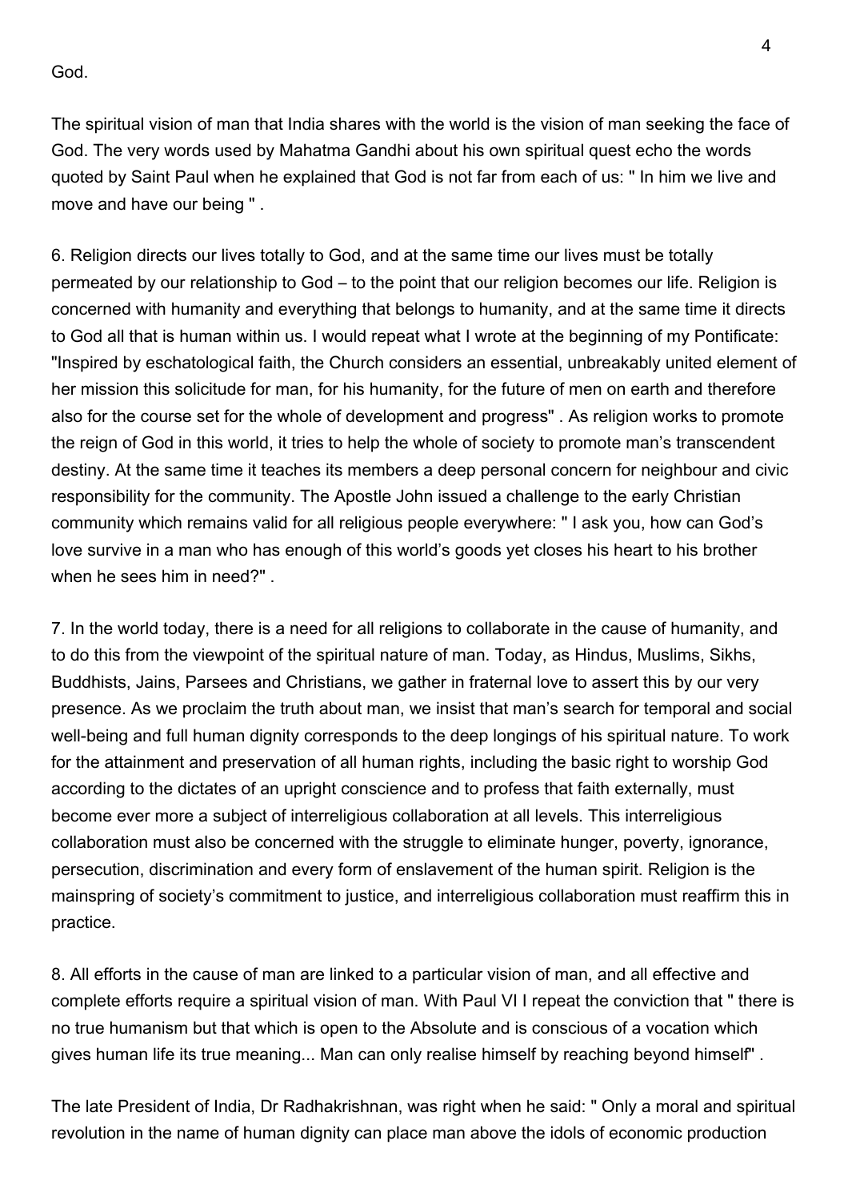God.

The spiritual vision of man that India shares with the world is the vision of man seeking the face of God. The very words used by Mahatma Gandhi about his own spiritual quest echo the words quoted by Saint Paul when he explained that God is not far from each of us: " In him we live and move and have our being " .

6. Religion directs our lives totally to God, and at the same time our lives must be totally permeated by our relationship to God – to the point that our religion becomes our life. Religion is concerned with humanity and everything that belongs to humanity, and at the same time it directs to God all that is human within us. I would repeat what I wrote at the beginning of my Pontificate: "Inspired by eschatological faith, the Church considers an essential, unbreakably united element of her mission this solicitude for man, for his humanity, for the future of men on earth and therefore also for the course set for the whole of development and progress" . As religion works to promote the reign of God in this world, it tries to help the whole of society to promote man's transcendent destiny. At the same time it teaches its members a deep personal concern for neighbour and civic responsibility for the community. The Apostle John issued a challenge to the early Christian community which remains valid for all religious people everywhere: " I ask you, how can God's love survive in a man who has enough of this world's goods yet closes his heart to his brother when he sees him in need?" .

7. In the world today, there is a need for all religions to collaborate in the cause of humanity, and to do this from the viewpoint of the spiritual nature of man. Today, as Hindus, Muslims, Sikhs, Buddhists, Jains, Parsees and Christians, we gather in fraternal love to assert this by our very presence. As we proclaim the truth about man, we insist that man's search for temporal and social well-being and full human dignity corresponds to the deep longings of his spiritual nature. To work for the attainment and preservation of all human rights, including the basic right to worship God according to the dictates of an upright conscience and to profess that faith externally, must become ever more a subject of interreligious collaboration at all levels. This interreligious collaboration must also be concerned with the struggle to eliminate hunger, poverty, ignorance, persecution, discrimination and every form of enslavement of the human spirit. Religion is the mainspring of society's commitment to justice, and interreligious collaboration must reaffirm this in practice.

8. All efforts in the cause of man are linked to a particular vision of man, and all effective and complete efforts require a spiritual vision of man. With Paul VI I repeat the conviction that " there is no true humanism but that which is open to the Absolute and is conscious of a vocation which gives human life its true meaning... Man can only realise himself by reaching beyond himself" .

The late President of India, Dr Radhakrishnan, was right when he said: " Only a moral and spiritual revolution in the name of human dignity can place man above the idols of economic production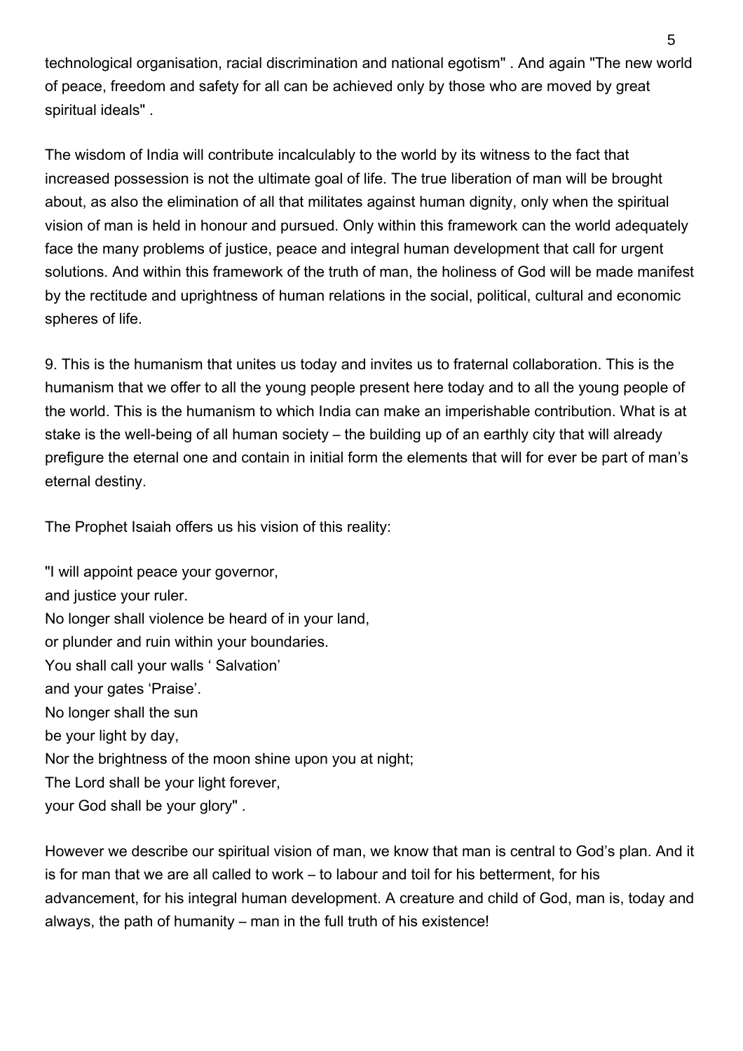technological organisation, racial discrimination and national egotism" . And again "The new world of peace, freedom and safety for all can be achieved only by those who are moved by great spiritual ideals" .

The wisdom of India will contribute incalculably to the world by its witness to the fact that increased possession is not the ultimate goal of life. The true liberation of man will be brought about, as also the elimination of all that militates against human dignity, only when the spiritual vision of man is held in honour and pursued. Only within this framework can the world adequately face the many problems of justice, peace and integral human development that call for urgent solutions. And within this framework of the truth of man, the holiness of God will be made manifest by the rectitude and uprightness of human relations in the social, political, cultural and economic spheres of life.

9. This is the humanism that unites us today and invites us to fraternal collaboration. This is the humanism that we offer to all the young people present here today and to all the young people of the world. This is the humanism to which India can make an imperishable contribution. What is at stake is the well-being of all human society – the building up of an earthly city that will already prefigure the eternal one and contain in initial form the elements that will for ever be part of man's eternal destiny.

The Prophet Isaiah offers us his vision of this reality:

"I will appoint peace your governor,  
and justice your ruler.  
No longer shall violence be heard of in your land,  
or plunder and ruin within your boundaries.  
You shall call your walls ' Salvation'  
and your gates 'Praise'.  
No longer shall the sun  
be your light by day,  
Nor the brightness of the moon shine upon you at night;  
The Lord shall be your light forever,  
your God shall be your glory" .

However we describe our spiritual vision of man, we know that man is central to God's plan. And it is for man that we are all called to work – to labour and toil for his betterment, for his advancement, for his integral human development. A creature and child of God, man is, today and always, the path of humanity – man in the full truth of his existence!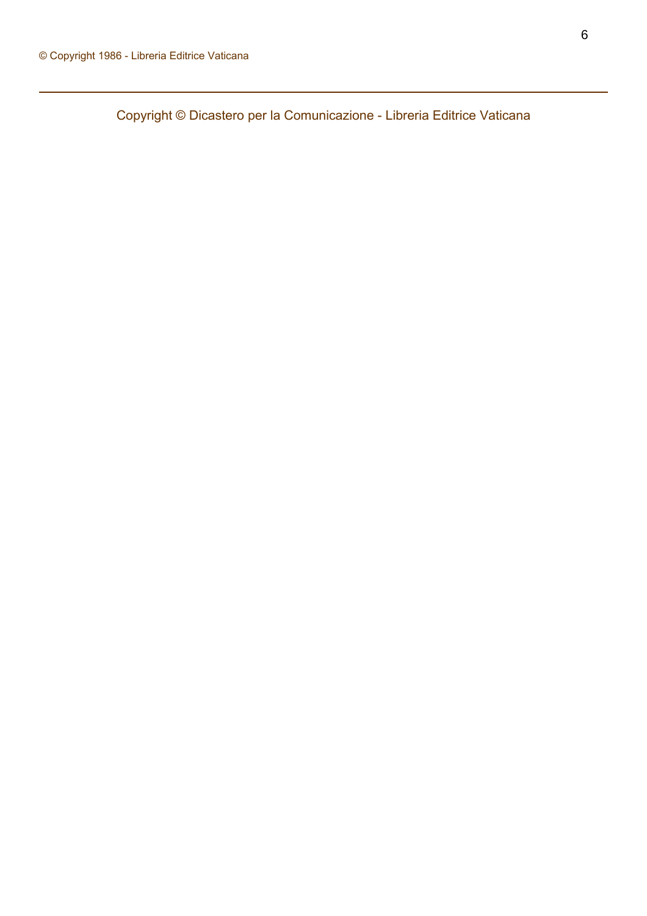Copyright © Dicastero per la Comunicazione - Libreria Editrice Vaticana